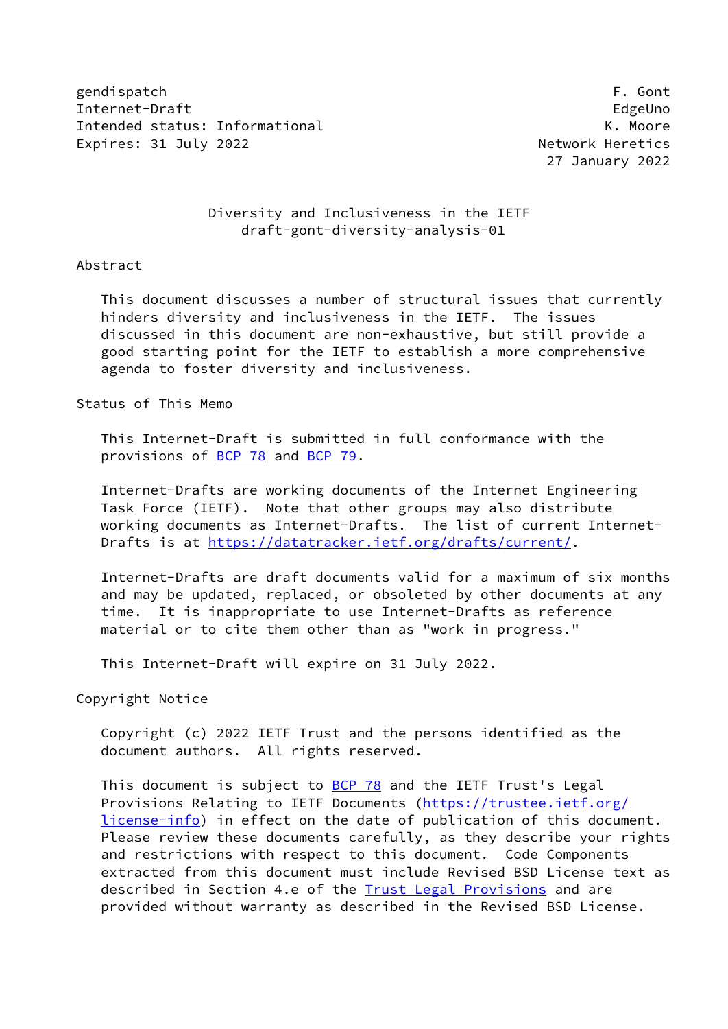gendispatch F. Gont
Internet-Draft EdgeUno
Intended status: Informational K. Moore
Expires: 31 July 2022 Network Heretics
27 January 2022

# Diversity and Inclusiveness in the IETF
draft-gont-diversity-analysis-01

## Abstract

This document discusses a number of structural issues that currently hinders diversity and inclusiveness in the IETF. The issues discussed in this document are non-exhaustive, but still provide a good starting point for the IETF to establish a more comprehensive agenda to foster diversity and inclusiveness.

## Status of This Memo

This Internet-Draft is submitted in full conformance with the provisions of BCP 78 and BCP 79.

Internet-Drafts are working documents of the Internet Engineering Task Force (IETF). Note that other groups may also distribute working documents as Internet-Drafts. The list of current Internet-Drafts is at https://datatracker.ietf.org/drafts/current/.

Internet-Drafts are draft documents valid for a maximum of six months and may be updated, replaced, or obsoleted by other documents at any time. It is inappropriate to use Internet-Drafts as reference material or to cite them other than as "work in progress."

This Internet-Draft will expire on 31 July 2022.

## Copyright Notice

Copyright (c) 2022 IETF Trust and the persons identified as the document authors. All rights reserved.

This document is subject to BCP 78 and the IETF Trust's Legal Provisions Relating to IETF Documents (https://trustee.ietf.org/license-info) in effect on the date of publication of this document. Please review these documents carefully, as they describe your rights and restrictions with respect to this document. Code Components extracted from this document must include Revised BSD License text as described in Section 4.e of the Trust Legal Provisions and are provided without warranty as described in the Revised BSD License.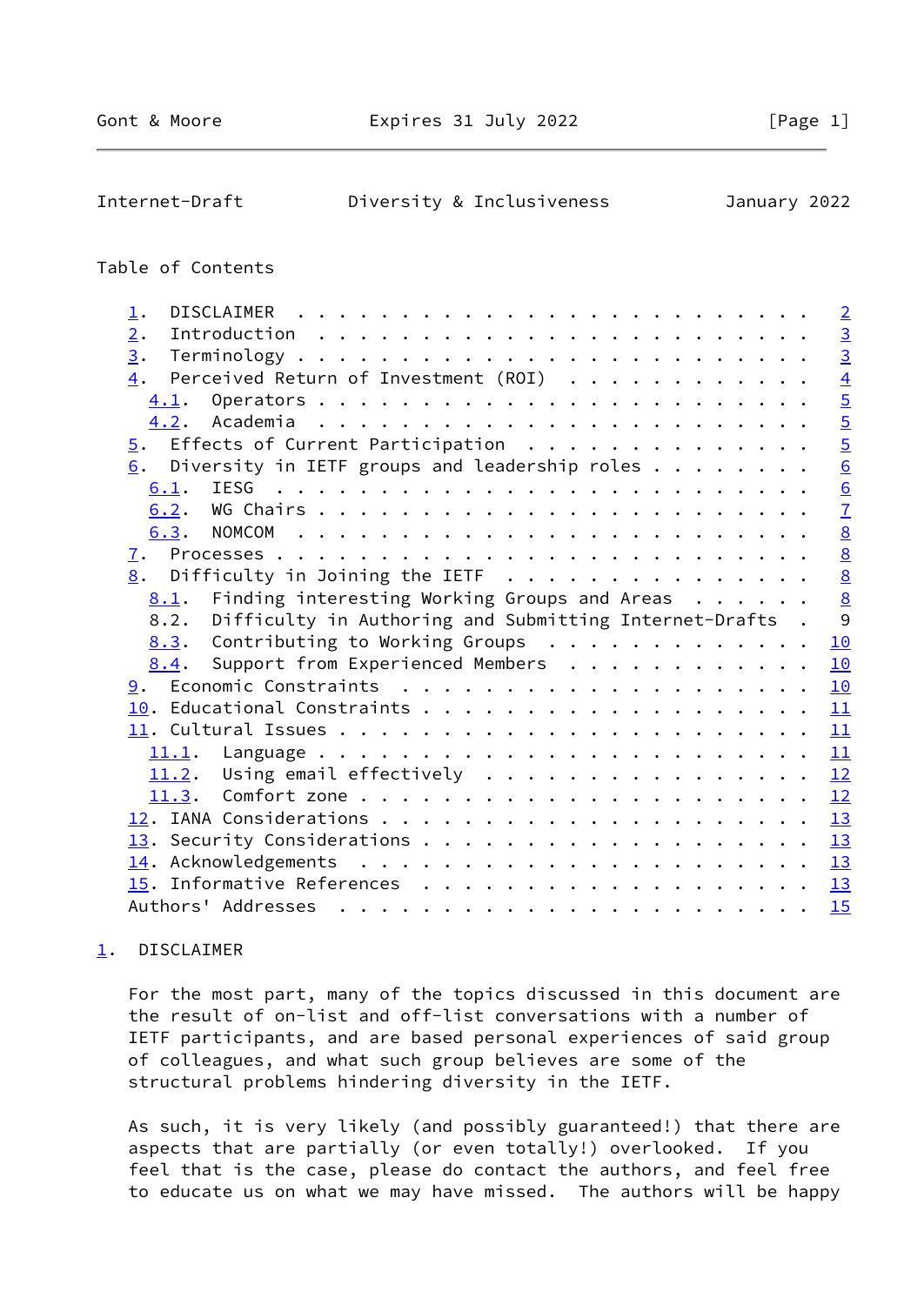## Table of Contents

- 1. DISCLAIMER . . . . . . . . . . . . . . . . . . . . . . . . . 2
- 2. Introduction . . . . . . . . . . . . . . . . . . . . . . . . 3
- 3. Terminology . . . . . . . . . . . . . . . . . . . . . . . . . 3
- 4. Perceived Return of Investment (ROI) . . . . . . . . . . . . 4
  - 4.1. Operators . . . . . . . . . . . . . . . . . . . . . . . . 5
  - 4.2. Academia . . . . . . . . . . . . . . . . . . . . . . . . 5
- 5. Effects of Current Participation . . . . . . . . . . . . . . 5
- 6. Diversity in IETF groups and leadership roles . . . . . . . . 6
  - 6.1. IESG . . . . . . . . . . . . . . . . . . . . . . . . . . 6
  - 6.2. WG Chairs . . . . . . . . . . . . . . . . . . . . . . . . 7
  - 6.3. NOMCOM . . . . . . . . . . . . . . . . . . . . . . . . . 8
- 7. Processes . . . . . . . . . . . . . . . . . . . . . . . . . . 8
- 8. Difficulty in Joining the IETF . . . . . . . . . . . . . . . 8
  - 8.1. Finding interesting Working Groups and Areas . . . . . . 8
  - 8.2. Difficulty in Authoring and Submitting Internet-Drafts . 9
  - 8.3. Contributing to Working Groups . . . . . . . . . . . . . 10
  - 8.4. Support from Experienced Members . . . . . . . . . . . . 10
- 9. Economic Constraints . . . . . . . . . . . . . . . . . . . . 10
- 10. Educational Constraints . . . . . . . . . . . . . . . . . . . 11
- 11. Cultural Issues . . . . . . . . . . . . . . . . . . . . . . . 11
  - 11.1. Language . . . . . . . . . . . . . . . . . . . . . . . . 11
  - 11.2. Using email effectively . . . . . . . . . . . . . . . . 12
  - 11.3. Comfort zone . . . . . . . . . . . . . . . . . . . . . . 12
- 12. IANA Considerations . . . . . . . . . . . . . . . . . . . . . 13
- 13. Security Considerations . . . . . . . . . . . . . . . . . . . 13
- 14. Acknowledgements . . . . . . . . . . . . . . . . . . . . . . 13
- 15. Informative References . . . . . . . . . . . . . . . . . . . 13
- Authors' Addresses . . . . . . . . . . . . . . . . . . . . . . . 15

## 1. DISCLAIMER

For the most part, many of the topics discussed in this document are the result of on-list and off-list conversations with a number of IETF participants, and are based personal experiences of said group of colleagues, and what such group believes are some of the structural problems hindering diversity in the IETF.

As such, it is very likely (and possibly guaranteed!) that there are aspects that are partially (or even totally!) overlooked. If you feel that is the case, please do contact the authors, and feel free to educate us on what we may have missed. The authors will be happy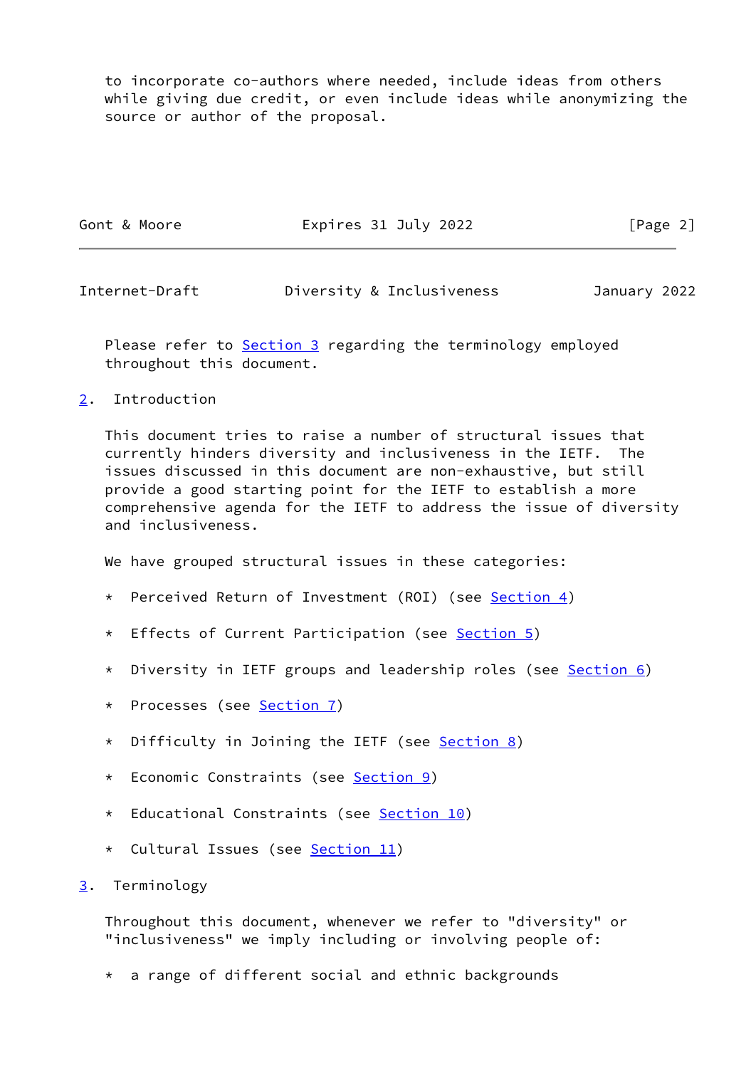to incorporate co-authors where needed, include ideas from others while giving due credit, or even include ideas while anonymizing the source or author of the proposal.

Please refer to Section 3 regarding the terminology employed throughout this document.

## 2. Introduction

This document tries to raise a number of structural issues that currently hinders diversity and inclusiveness in the IETF. The issues discussed in this document are non-exhaustive, but still provide a good starting point for the IETF to establish a more comprehensive agenda for the IETF to address the issue of diversity and inclusiveness.

We have grouped structural issues in these categories:

* Perceived Return of Investment (ROI) (see Section 4)

* Effects of Current Participation (see Section 5)

* Diversity in IETF groups and leadership roles (see Section 6)

* Processes (see Section 7)

* Difficulty in Joining the IETF (see Section 8)

* Economic Constraints (see Section 9)

* Educational Constraints (see Section 10)

* Cultural Issues (see Section 11)

## 3. Terminology

Throughout this document, whenever we refer to "diversity" or "inclusiveness" we imply including or involving people of:

* a range of different social and ethnic backgrounds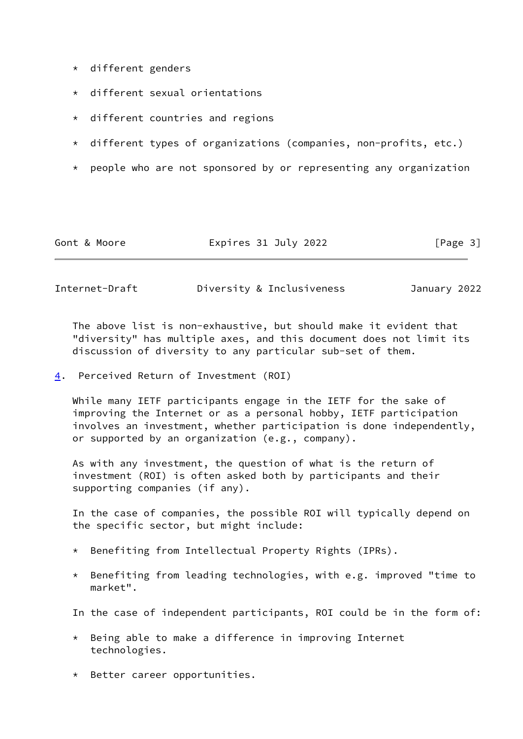* different genders

* different sexual orientations

* different countries and regions

* different types of organizations (companies, non-profits, etc.)

* people who are not sponsored by or representing any organization

The above list is non-exhaustive, but should make it evident that "diversity" has multiple axes, and this document does not limit its discussion of diversity to any particular sub-set of them.

## 4. Perceived Return of Investment (ROI)

While many IETF participants engage in the IETF for the sake of improving the Internet or as a personal hobby, IETF participation involves an investment, whether participation is done independently, or supported by an organization (e.g., company).

As with any investment, the question of what is the return of investment (ROI) is often asked both by participants and their supporting companies (if any).

In the case of companies, the possible ROI will typically depend on the specific sector, but might include:

* Benefiting from Intellectual Property Rights (IPRs).

* Benefiting from leading technologies, with e.g. improved "time to market".

In the case of independent participants, ROI could be in the form of:

* Being able to make a difference in improving Internet technologies.

* Better career opportunities.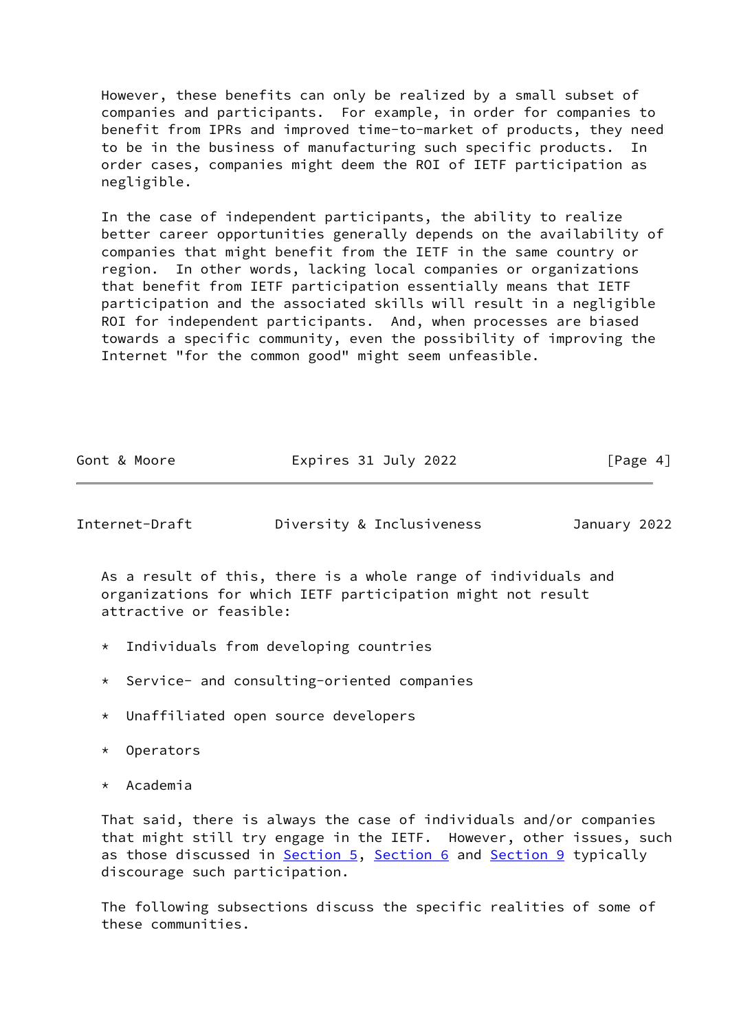However, these benefits can only be realized by a small subset of companies and participants. For example, in order for companies to benefit from IPRs and improved time-to-market of products, they need to be in the business of manufacturing such specific products. In order cases, companies might deem the ROI of IETF participation as negligible.

In the case of independent participants, the ability to realize better career opportunities generally depends on the availability of companies that might benefit from the IETF in the same country or region. In other words, lacking local companies or organizations that benefit from IETF participation essentially means that IETF participation and the associated skills will result in a negligible ROI for independent participants. And, when processes are biased towards a specific community, even the possibility of improving the Internet "for the common good" might seem unfeasible.

As a result of this, there is a whole range of individuals and organizations for which IETF participation might not result attractive or feasible:

* Individuals from developing countries
* Service- and consulting-oriented companies
* Unaffiliated open source developers
* Operators
* Academia

That said, there is always the case of individuals and/or companies that might still try engage in the IETF. However, other issues, such as those discussed in Section 5, Section 6 and Section 9 typically discourage such participation.

The following subsections discuss the specific realities of some of these communities.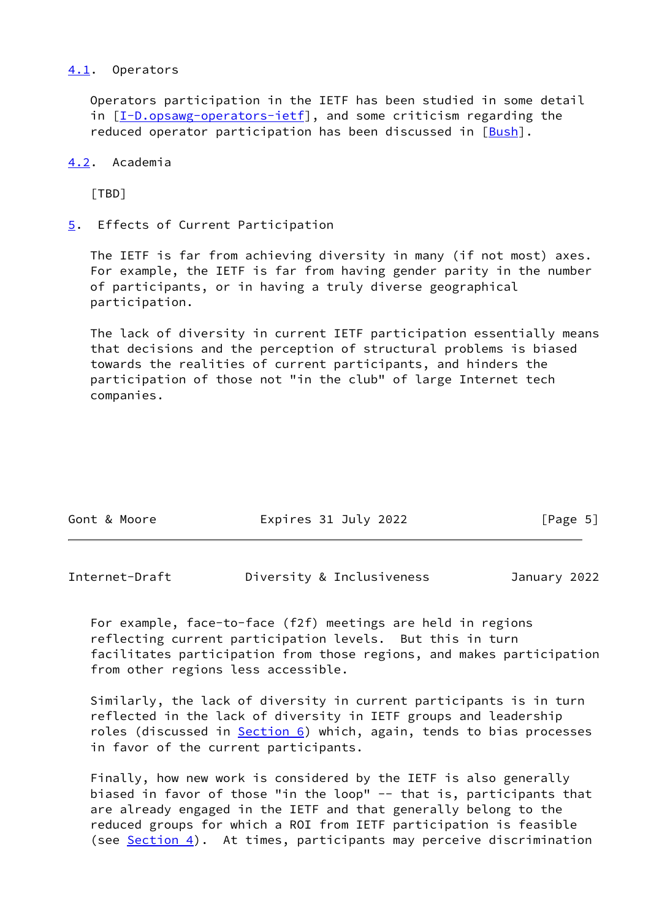### 4.1. Operators

Operators participation in the IETF has been studied in some detail in [I-D.opsawg-operators-ietf], and some criticism regarding the reduced operator participation has been discussed in [Bush].

### 4.2. Academia

[TBD]

## 5. Effects of Current Participation

The IETF is far from achieving diversity in many (if not most) axes. For example, the IETF is far from having gender parity in the number of participants, or in having a truly diverse geographical participation.

The lack of diversity in current IETF participation essentially means that decisions and the perception of structural problems is biased towards the realities of current participants, and hinders the participation of those not "in the club" of large Internet tech companies.

For example, face-to-face (f2f) meetings are held in regions reflecting current participation levels. But this in turn facilitates participation from those regions, and makes participation from other regions less accessible.

Similarly, the lack of diversity in current participants is in turn reflected in the lack of diversity in IETF groups and leadership roles (discussed in Section 6) which, again, tends to bias processes in favor of the current participants.

Finally, how new work is considered by the IETF is also generally biased in favor of those "in the loop" -- that is, participants that are already engaged in the IETF and that generally belong to the reduced groups for which a ROI from IETF participation is feasible (see Section 4). At times, participants may perceive discrimination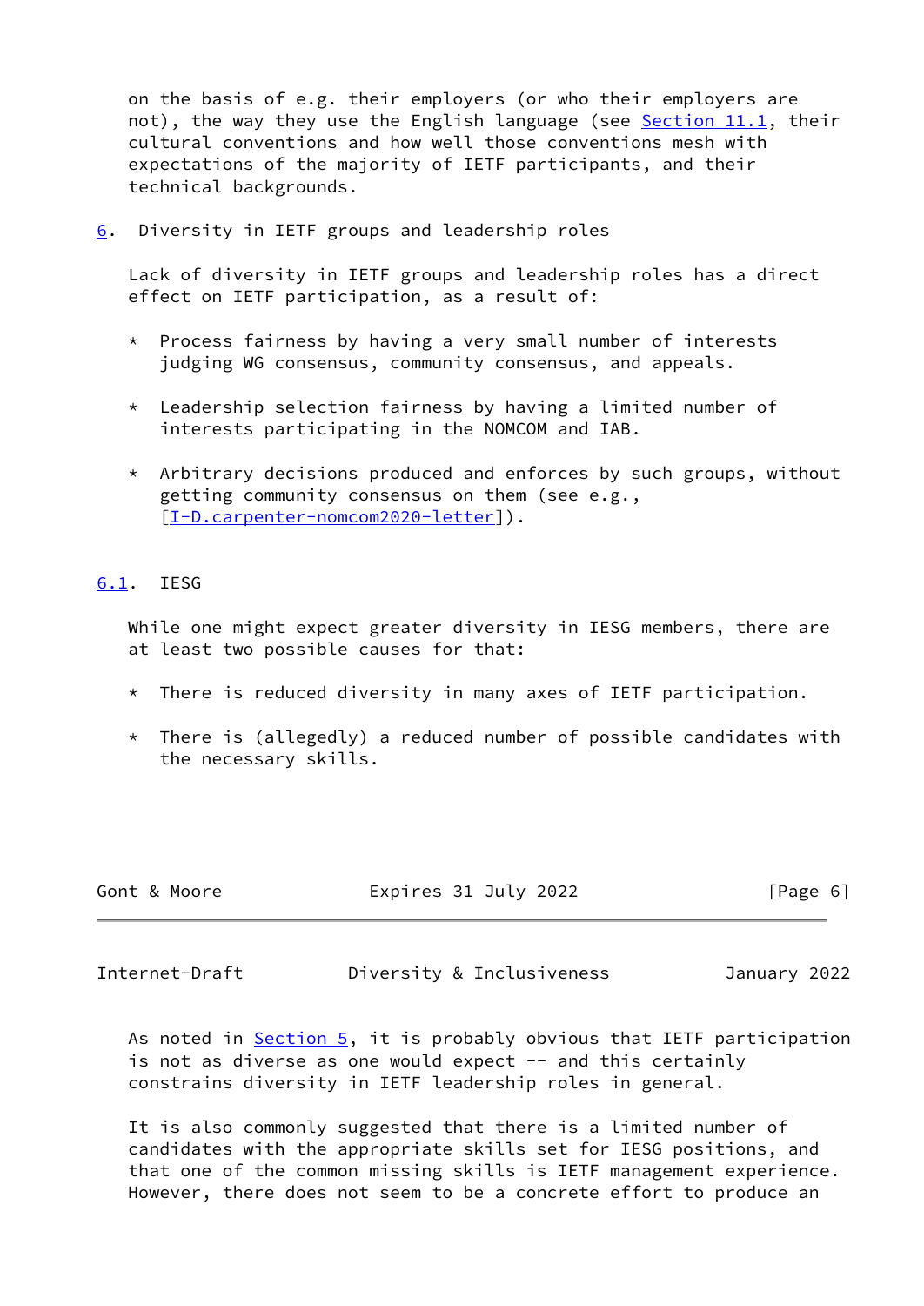on the basis of e.g. their employers (or who their employers are not), the way they use the English language (see Section 11.1, their cultural conventions and how well those conventions mesh with expectations of the majority of IETF participants, and their technical backgrounds.

## 6. Diversity in IETF groups and leadership roles

Lack of diversity in IETF groups and leadership roles has a direct effect on IETF participation, as a result of:

* Process fairness by having a very small number of interests judging WG consensus, community consensus, and appeals.

* Leadership selection fairness by having a limited number of interests participating in the NOMCOM and IAB.

* Arbitrary decisions produced and enforces by such groups, without getting community consensus on them (see e.g., [I-D.carpenter-nomcom2020-letter]).

### 6.1. IESG

While one might expect greater diversity in IESG members, there are at least two possible causes for that:

* There is reduced diversity in many axes of IETF participation.

* There is (allegedly) a reduced number of possible candidates with the necessary skills.

As noted in Section 5, it is probably obvious that IETF participation is not as diverse as one would expect -- and this certainly constrains diversity in IETF leadership roles in general.

It is also commonly suggested that there is a limited number of candidates with the appropriate skills set for IESG positions, and that one of the common missing skills is IETF management experience. However, there does not seem to be a concrete effort to produce an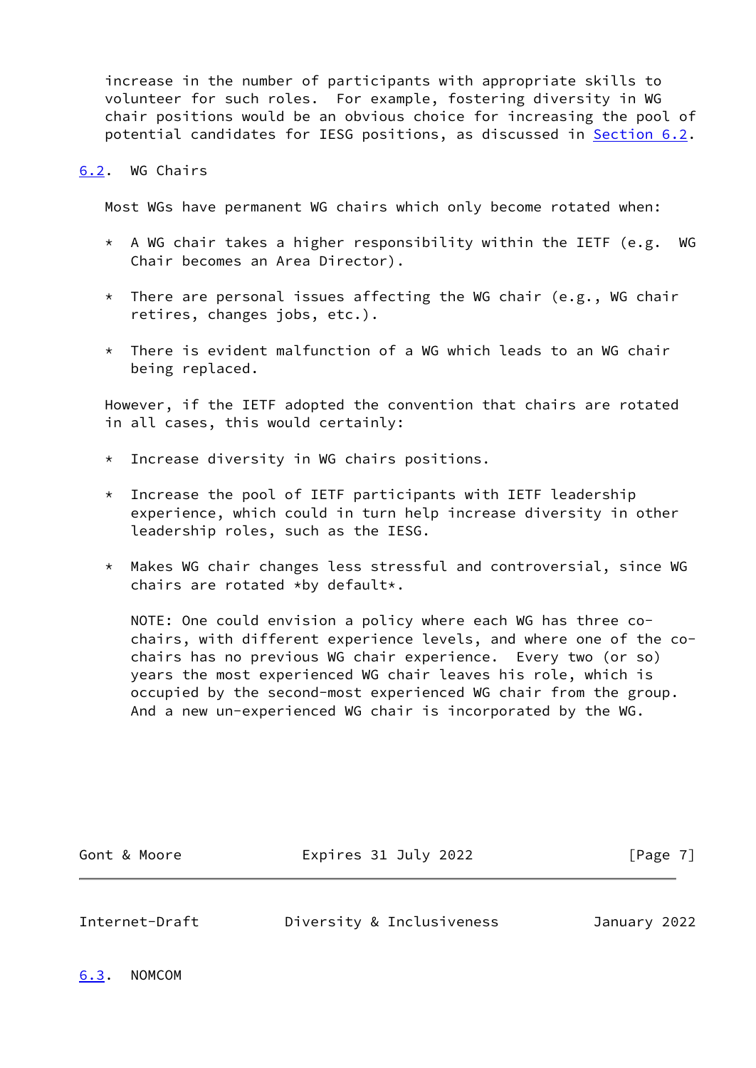increase in the number of participants with appropriate skills to volunteer for such roles. For example, fostering diversity in WG chair positions would be an obvious choice for increasing the pool of potential candidates for IESG positions, as discussed in Section 6.2.

### 6.2. WG Chairs

Most WGs have permanent WG chairs which only become rotated when:

* A WG chair takes a higher responsibility within the IETF (e.g. WG Chair becomes an Area Director).

* There are personal issues affecting the WG chair (e.g., WG chair retires, changes jobs, etc.).

* There is evident malfunction of a WG which leads to an WG chair being replaced.

However, if the IETF adopted the convention that chairs are rotated in all cases, this would certainly:

* Increase diversity in WG chairs positions.

* Increase the pool of IETF participants with IETF leadership experience, which could in turn help increase diversity in other leadership roles, such as the IESG.

* Makes WG chair changes less stressful and controversial, since WG chairs are rotated *by default*.

  NOTE: One could envision a policy where each WG has three co-chairs, with different experience levels, and where one of the co-chairs has no previous WG chair experience. Every two (or so) years the most experienced WG chair leaves his role, which is occupied by the second-most experienced WG chair from the group. And a new un-experienced WG chair is incorporated by the WG.

### 6.3. NOMCOM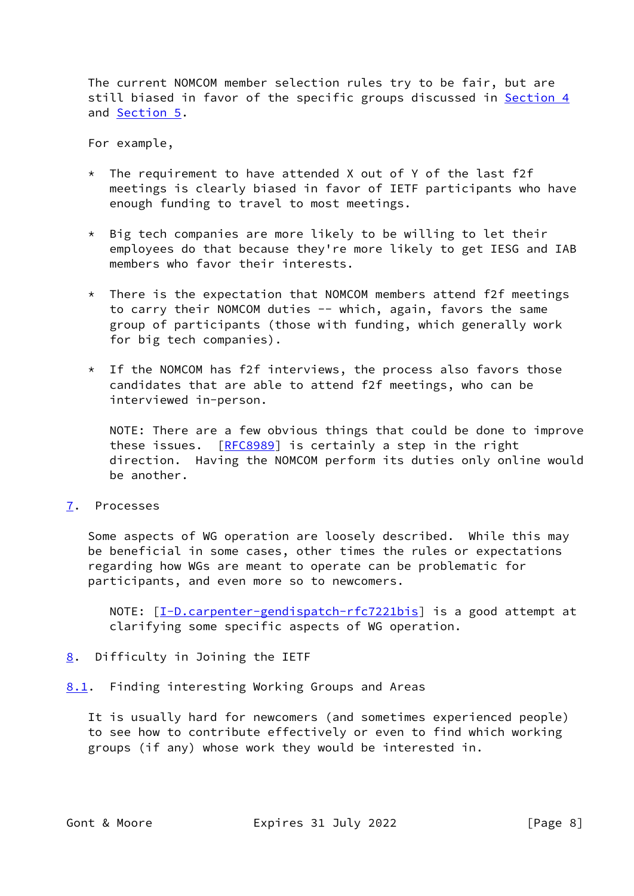The current NOMCOM member selection rules try to be fair, but are still biased in favor of the specific groups discussed in Section 4 and Section 5.

For example,

* The requirement to have attended X out of Y of the last f2f meetings is clearly biased in favor of IETF participants who have enough funding to travel to most meetings.

* Big tech companies are more likely to be willing to let their employees do that because they're more likely to get IESG and IAB members who favor their interests.

* There is the expectation that NOMCOM members attend f2f meetings to carry their NOMCOM duties -- which, again, favors the same group of participants (those with funding, which generally work for big tech companies).

* If the NOMCOM has f2f interviews, the process also favors those candidates that are able to attend f2f meetings, who can be interviewed in-person.

  NOTE: There are a few obvious things that could be done to improve these issues. [RFC8989] is certainly a step in the right direction. Having the NOMCOM perform its duties only online would be another.

## 7. Processes

Some aspects of WG operation are loosely described. While this may be beneficial in some cases, other times the rules or expectations regarding how WGs are meant to operate can be problematic for participants, and even more so to newcomers.

> NOTE: [I-D.carpenter-gendispatch-rfc7221bis] is a good attempt at clarifying some specific aspects of WG operation.

## 8. Difficulty in Joining the IETF

### 8.1. Finding interesting Working Groups and Areas

It is usually hard for newcomers (and sometimes experienced people) to see how to contribute effectively or even to find which working groups (if any) whose work they would be interested in.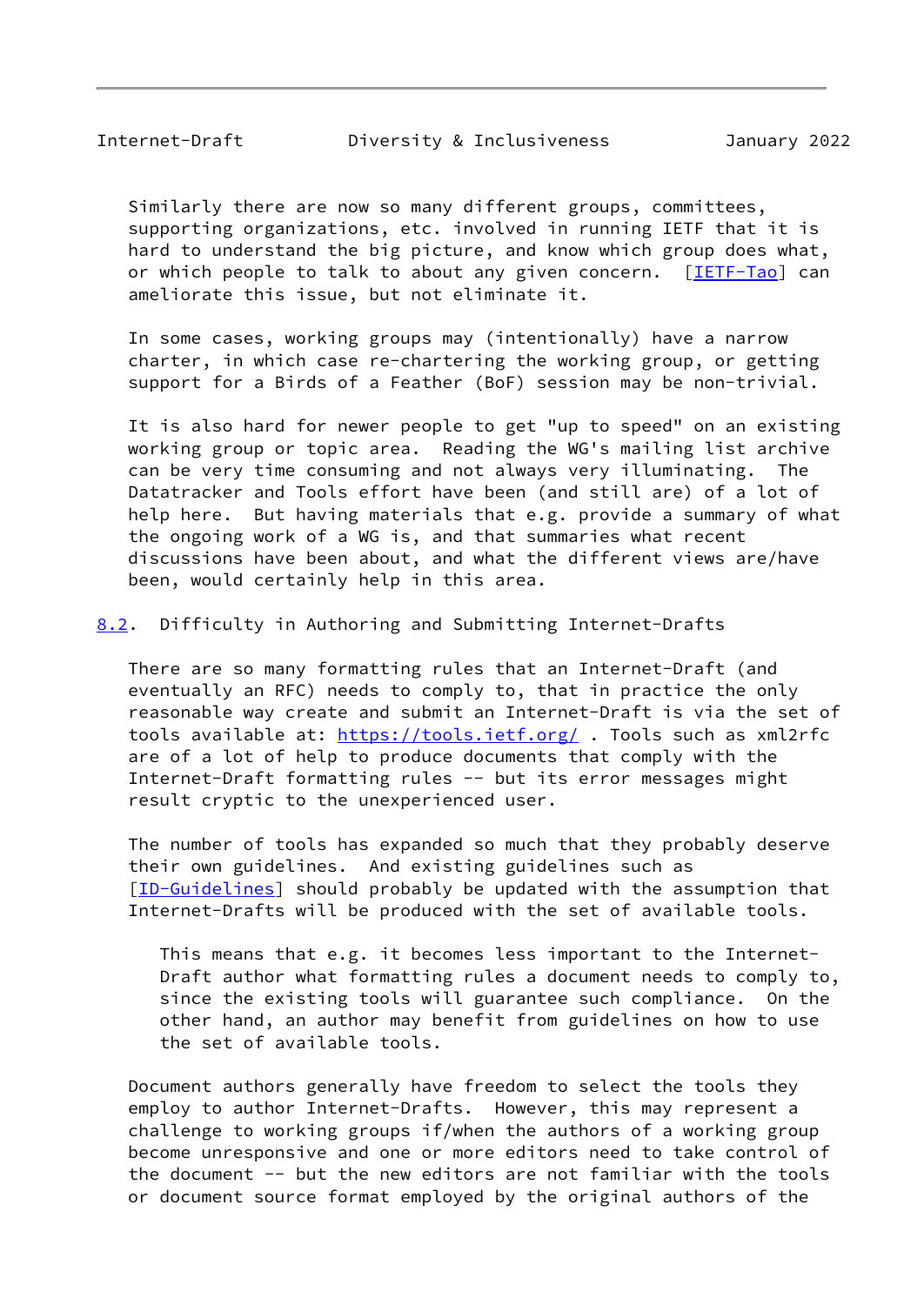Similarly there are now so many different groups, committees, supporting organizations, etc. involved in running IETF that it is hard to understand the big picture, and know which group does what, or which people to talk to about any given concern. [IETF-Tao] can ameliorate this issue, but not eliminate it.

In some cases, working groups may (intentionally) have a narrow charter, in which case re-chartering the working group, or getting support for a Birds of a Feather (BoF) session may be non-trivial.

It is also hard for newer people to get "up to speed" on an existing working group or topic area. Reading the WG's mailing list archive can be very time consuming and not always very illuminating. The Datatracker and Tools effort have been (and still are) of a lot of help here. But having materials that e.g. provide a summary of what the ongoing work of a WG is, and that summaries what recent discussions have been about, and what the different views are/have been, would certainly help in this area.

### 8.2. Difficulty in Authoring and Submitting Internet-Drafts

There are so many formatting rules that an Internet-Draft (and eventually an RFC) needs to comply to, that in practice the only reasonable way create and submit an Internet-Draft is via the set of tools available at: https://tools.ietf.org/ . Tools such as xml2rfc are of a lot of help to produce documents that comply with the Internet-Draft formatting rules -- but its error messages might result cryptic to the unexperienced user.

The number of tools has expanded so much that they probably deserve their own guidelines. And existing guidelines such as [ID-Guidelines] should probably be updated with the assumption that Internet-Drafts will be produced with the set of available tools.

> This means that e.g. it becomes less important to the Internet-Draft author what formatting rules a document needs to comply to, since the existing tools will guarantee such compliance. On the other hand, an author may benefit from guidelines on how to use the set of available tools.

Document authors generally have freedom to select the tools they employ to author Internet-Drafts. However, this may represent a challenge to working groups if/when the authors of a working group become unresponsive and one or more editors need to take control of the document -- but the new editors are not familiar with the tools or document source format employed by the original authors of the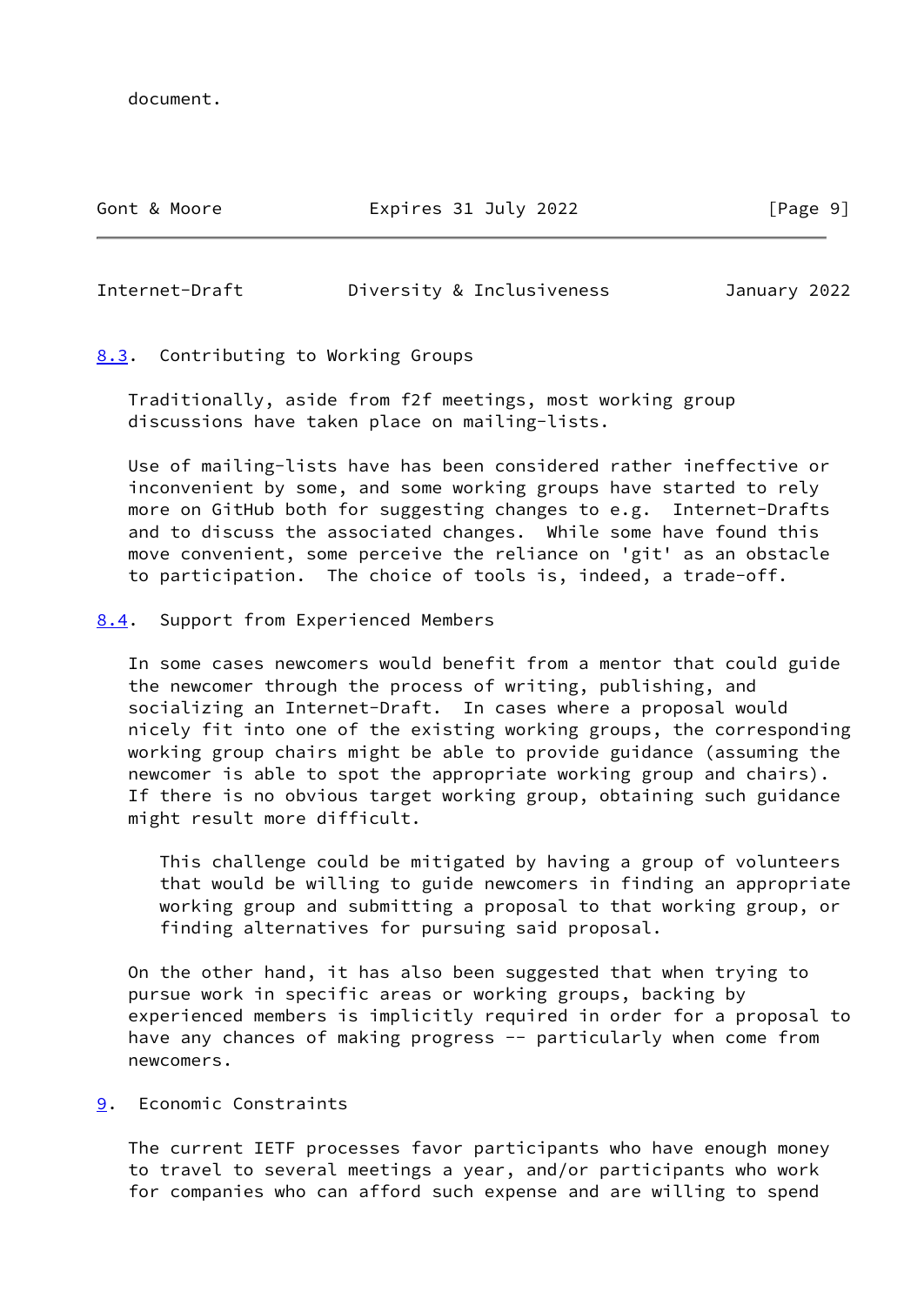document.

### 8.3. Contributing to Working Groups

Traditionally, aside from f2f meetings, most working group discussions have taken place on mailing-lists.

Use of mailing-lists have has been considered rather ineffective or inconvenient by some, and some working groups have started to rely more on GitHub both for suggesting changes to e.g. Internet-Drafts and to discuss the associated changes. While some have found this move convenient, some perceive the reliance on 'git' as an obstacle to participation. The choice of tools is, indeed, a trade-off.

### 8.4. Support from Experienced Members

In some cases newcomers would benefit from a mentor that could guide the newcomer through the process of writing, publishing, and socializing an Internet-Draft. In cases where a proposal would nicely fit into one of the existing working groups, the corresponding working group chairs might be able to provide guidance (assuming the newcomer is able to spot the appropriate working group and chairs). If there is no obvious target working group, obtaining such guidance might result more difficult.

> This challenge could be mitigated by having a group of volunteers that would be willing to guide newcomers in finding an appropriate working group and submitting a proposal to that working group, or finding alternatives for pursuing said proposal.

On the other hand, it has also been suggested that when trying to pursue work in specific areas or working groups, backing by experienced members is implicitly required in order for a proposal to have any chances of making progress -- particularly when come from newcomers.

## 9. Economic Constraints

The current IETF processes favor participants who have enough money to travel to several meetings a year, and/or participants who work for companies who can afford such expense and are willing to spend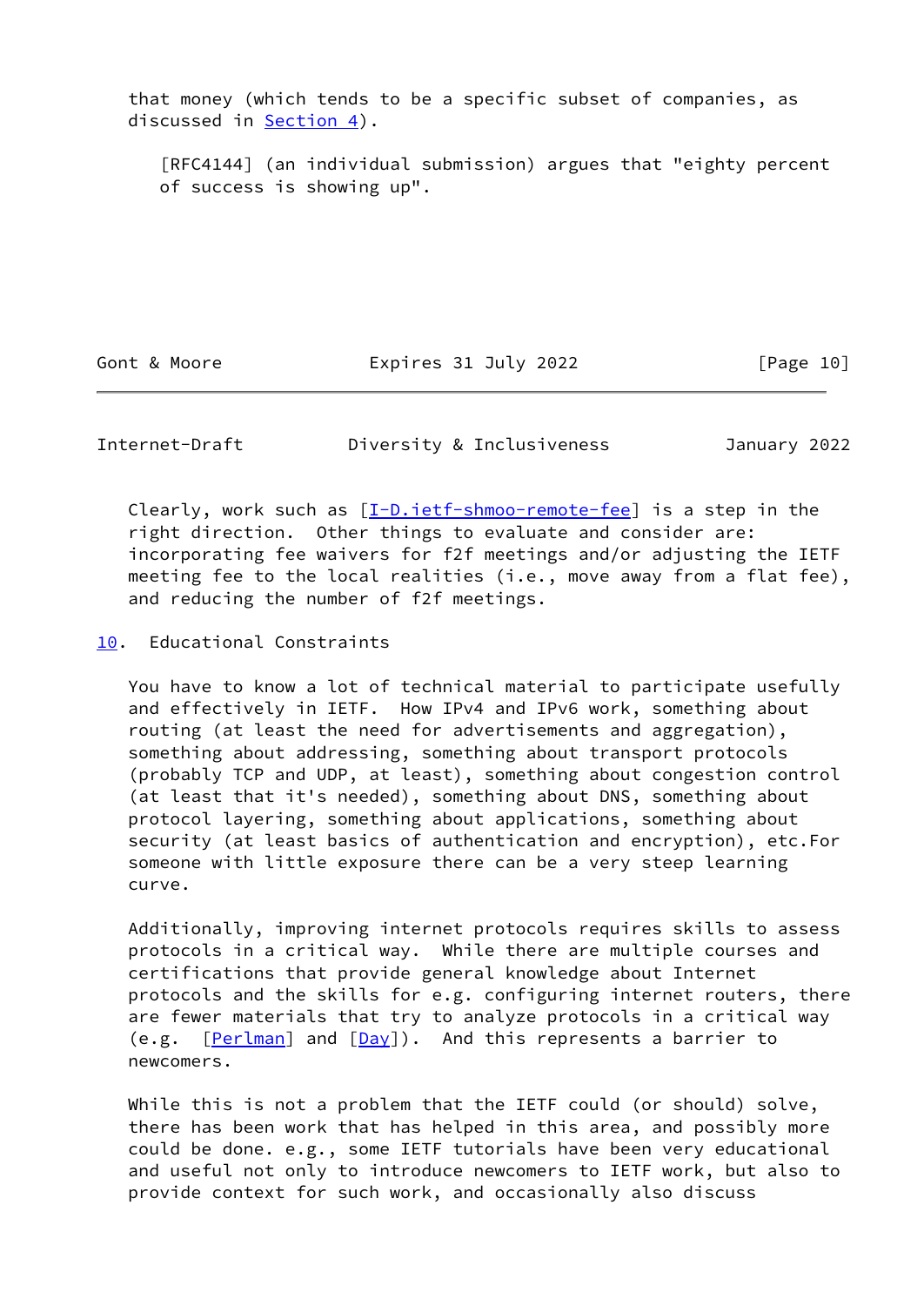that money (which tends to be a specific subset of companies, as discussed in Section 4).

> [RFC4144] (an individual submission) argues that "eighty percent of success is showing up".

Clearly, work such as [I-D.ietf-shmoo-remote-fee] is a step in the right direction. Other things to evaluate and consider are: incorporating fee waivers for f2f meetings and/or adjusting the IETF meeting fee to the local realities (i.e., move away from a flat fee), and reducing the number of f2f meetings.

## 10. Educational Constraints

You have to know a lot of technical material to participate usefully and effectively in IETF. How IPv4 and IPv6 work, something about routing (at least the need for advertisements and aggregation), something about addressing, something about transport protocols (probably TCP and UDP, at least), something about congestion control (at least that it's needed), something about DNS, something about protocol layering, something about applications, something about security (at least basics of authentication and encryption), etc.For someone with little exposure there can be a very steep learning curve.

Additionally, improving internet protocols requires skills to assess protocols in a critical way. While there are multiple courses and certifications that provide general knowledge about Internet protocols and the skills for e.g. configuring internet routers, there are fewer materials that try to analyze protocols in a critical way (e.g. [Perlman] and [Day]). And this represents a barrier to newcomers.

While this is not a problem that the IETF could (or should) solve, there has been work that has helped in this area, and possibly more could be done. e.g., some IETF tutorials have been very educational and useful not only to introduce newcomers to IETF work, but also to provide context for such work, and occasionally also discuss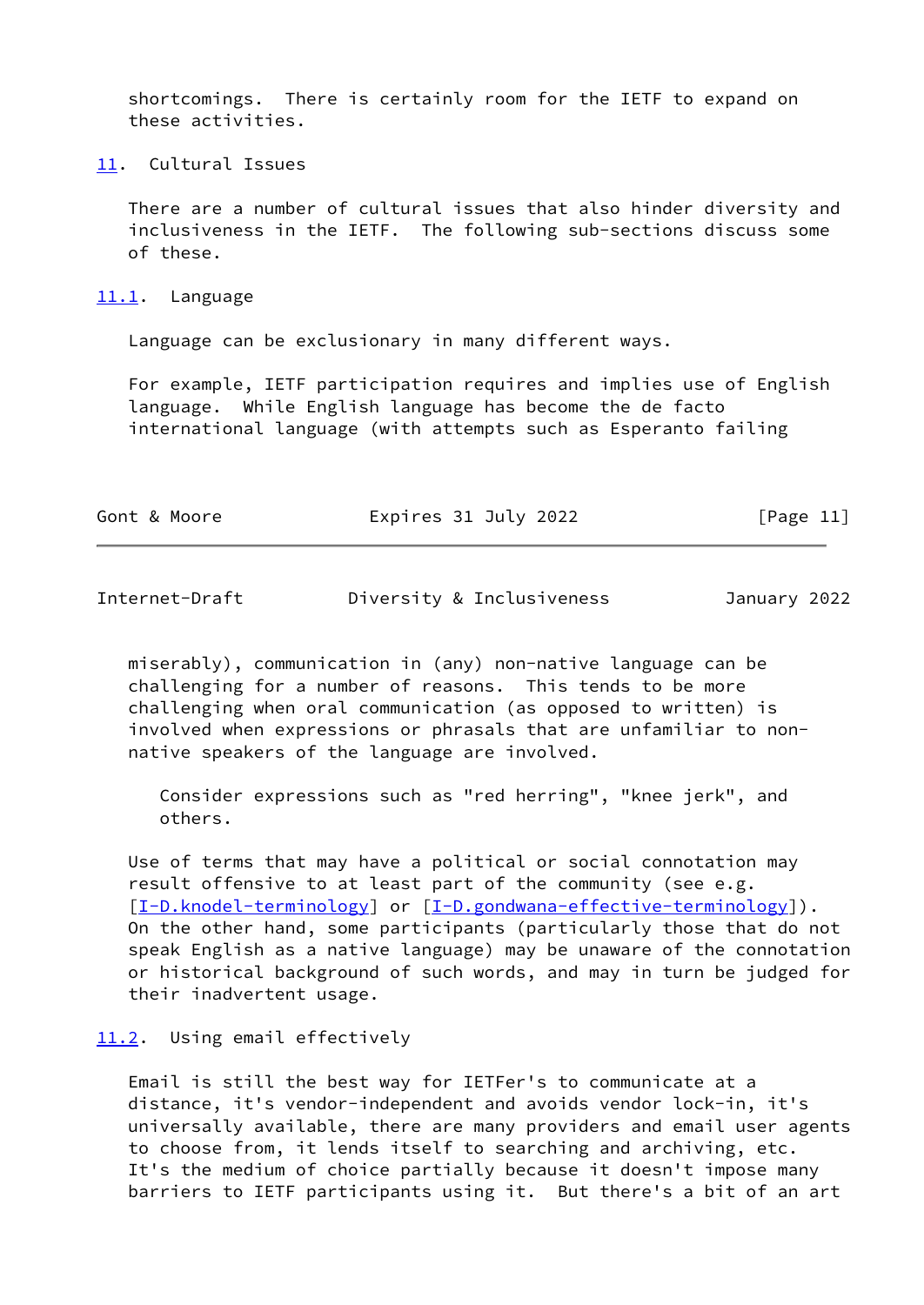shortcomings. There is certainly room for the IETF to expand on these activities.

## 11. Cultural Issues

There are a number of cultural issues that also hinder diversity and inclusiveness in the IETF. The following sub-sections discuss some of these.

### 11.1. Language

Language can be exclusionary in many different ways.

For example, IETF participation requires and implies use of English language. While English language has become the de facto international language (with attempts such as Esperanto failing miserably), communication in (any) non-native language can be challenging for a number of reasons. This tends to be more challenging when oral communication (as opposed to written) is involved when expressions or phrasals that are unfamiliar to non-native speakers of the language are involved.

> Consider expressions such as "red herring", "knee jerk", and others.

Use of terms that may have a political or social connotation may result offensive to at least part of the community (see e.g. [I-D.knodel-terminology] or [I-D.gondwana-effective-terminology]). On the other hand, some participants (particularly those that do not speak English as a native language) may be unaware of the connotation or historical background of such words, and may in turn be judged for their inadvertent usage.

### 11.2. Using email effectively

Email is still the best way for IETFer's to communicate at a distance, it's vendor-independent and avoids vendor lock-in, it's universally available, there are many providers and email user agents to choose from, it lends itself to searching and archiving, etc. It's the medium of choice partially because it doesn't impose many barriers to IETF participants using it. But there's a bit of an art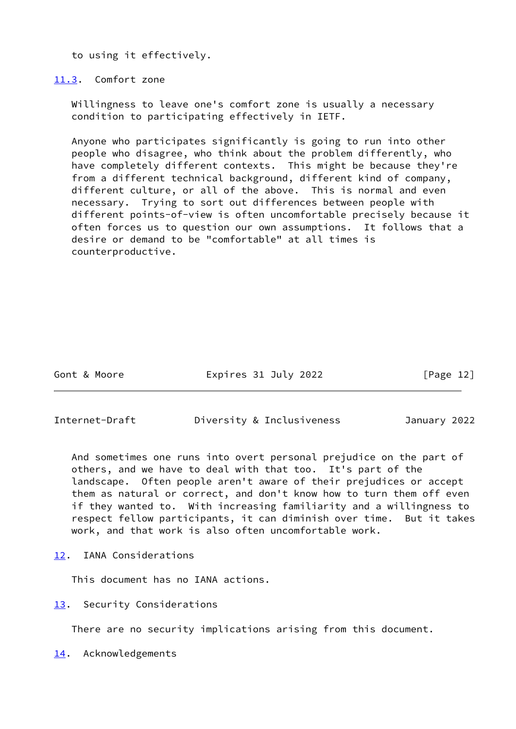to using it effectively.

### 11.3. Comfort zone

Willingness to leave one's comfort zone is usually a necessary condition to participating effectively in IETF.

Anyone who participates significantly is going to run into other people who disagree, who think about the problem differently, who have completely different contexts. This might be because they're from a different technical background, different kind of company, different culture, or all of the above. This is normal and even necessary. Trying to sort out differences between people with different points-of-view is often uncomfortable precisely because it often forces us to question our own assumptions. It follows that a desire or demand to be "comfortable" at all times is counterproductive.

And sometimes one runs into overt personal prejudice on the part of others, and we have to deal with that too. It's part of the landscape. Often people aren't aware of their prejudices or accept them as natural or correct, and don't know how to turn them off even if they wanted to. With increasing familiarity and a willingness to respect fellow participants, it can diminish over time. But it takes work, and that work is also often uncomfortable work.

## 12. IANA Considerations

This document has no IANA actions.

## 13. Security Considerations

There are no security implications arising from this document.

## 14. Acknowledgements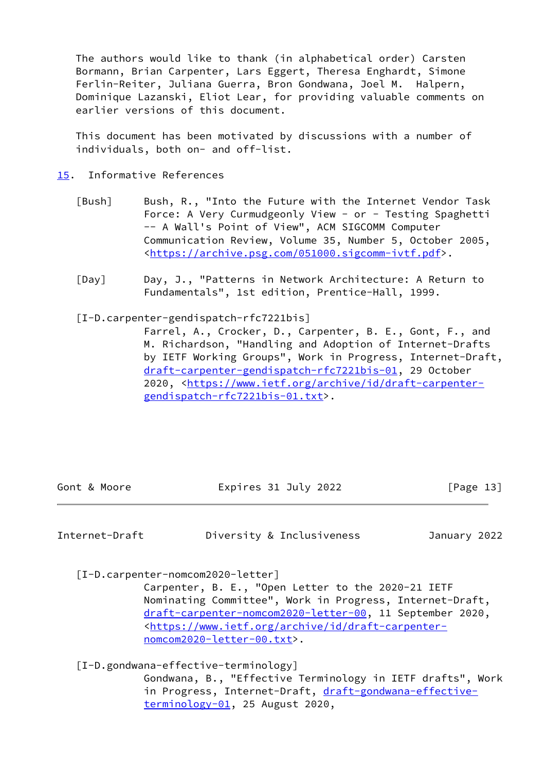The authors would like to thank (in alphabetical order) Carsten Bormann, Brian Carpenter, Lars Eggert, Theresa Enghardt, Simone Ferlin-Reiter, Juliana Guerra, Bron Gondwana, Joel M. Halpern, Dominique Lazanski, Eliot Lear, for providing valuable comments on earlier versions of this document.

This document has been motivated by discussions with a number of individuals, both on- and off-list.

## 15. Informative References

[Bush] Bush, R., "Into the Future with the Internet Vendor Task Force: A Very Curmudgeonly View - or - Testing Spaghetti -- A Wall's Point of View", ACM SIGCOMM Computer Communication Review, Volume 35, Number 5, October 2005, <https://archive.psg.com/051000.sigcomm-ivtf.pdf>.

[Day] Day, J., "Patterns in Network Architecture: A Return to Fundamentals", 1st edition, Prentice-Hall, 1999.

[I-D.carpenter-gendispatch-rfc7221bis] Farrel, A., Crocker, D., Carpenter, B. E., Gont, F., and M. Richardson, "Handling and Adoption of Internet-Drafts by IETF Working Groups", Work in Progress, Internet-Draft, draft-carpenter-gendispatch-rfc7221bis-01, 29 October 2020, <https://www.ietf.org/archive/id/draft-carpenter-gendispatch-rfc7221bis-01.txt>.

[I-D.carpenter-nomcom2020-letter] Carpenter, B. E., "Open Letter to the 2020-21 IETF Nominating Committee", Work in Progress, Internet-Draft, draft-carpenter-nomcom2020-letter-00, 11 September 2020, <https://www.ietf.org/archive/id/draft-carpenter-nomcom2020-letter-00.txt>.

[I-D.gondwana-effective-terminology] Gondwana, B., "Effective Terminology in IETF drafts", Work in Progress, Internet-Draft, draft-gondwana-effective-terminology-01, 25 August 2020,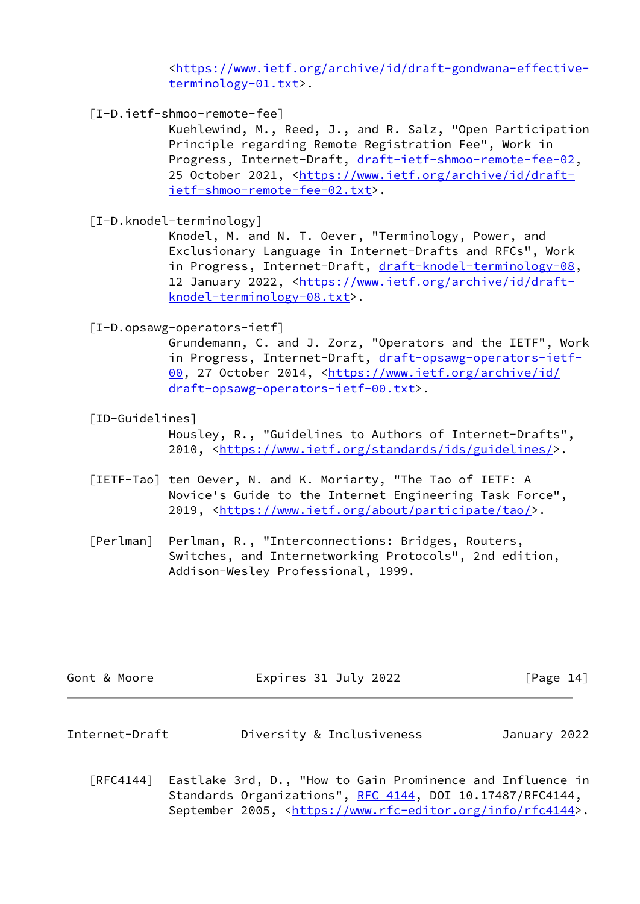<https://www.ietf.org/archive/id/draft-gondwana-effective-terminology-01.txt>.

[I-D.ietf-shmoo-remote-fee]
Kuehlewind, M., Reed, J., and R. Salz, "Open Participation Principle regarding Remote Registration Fee", Work in Progress, Internet-Draft, draft-ietf-shmoo-remote-fee-02, 25 October 2021, <https://www.ietf.org/archive/id/draft-ietf-shmoo-remote-fee-02.txt>.

[I-D.knodel-terminology]
Knodel, M. and N. T. Oever, "Terminology, Power, and Exclusionary Language in Internet-Drafts and RFCs", Work in Progress, Internet-Draft, draft-knodel-terminology-08, 12 January 2022, <https://www.ietf.org/archive/id/draft-knodel-terminology-08.txt>.

[I-D.opsawg-operators-ietf]
Grundemann, C. and J. Zorz, "Operators and the IETF", Work in Progress, Internet-Draft, draft-opsawg-operators-ietf-00, 27 October 2014, <https://www.ietf.org/archive/id/draft-opsawg-operators-ietf-00.txt>.

[ID-Guidelines]
Housley, R., "Guidelines to Authors of Internet-Drafts", 2010, <https://www.ietf.org/standards/ids/guidelines/>.

[IETF-Tao] ten Oever, N. and K. Moriarty, "The Tao of IETF: A Novice's Guide to the Internet Engineering Task Force", 2019, <https://www.ietf.org/about/participate/tao/>.

[Perlman] Perlman, R., "Interconnections: Bridges, Routers, Switches, and Internetworking Protocols", 2nd edition, Addison-Wesley Professional, 1999.

[RFC4144] Eastlake 3rd, D., "How to Gain Prominence and Influence in Standards Organizations", RFC 4144, DOI 10.17487/RFC4144, September 2005, <https://www.rfc-editor.org/info/rfc4144>.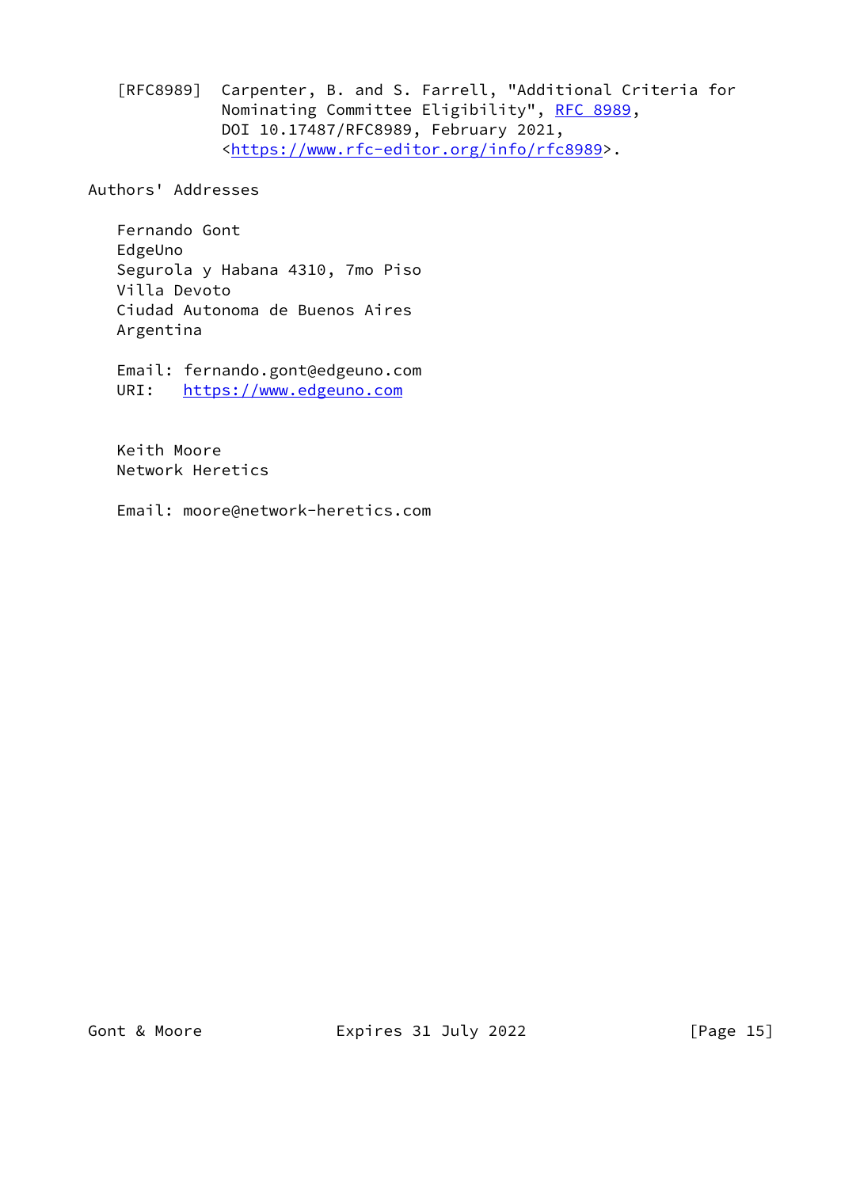[RFC8989] Carpenter, B. and S. Farrell, "Additional Criteria for Nominating Committee Eligibility", RFC 8989, DOI 10.17487/RFC8989, February 2021, <https://www.rfc-editor.org/info/rfc8989>.

## Authors' Addresses

Fernando Gont
EdgeUno
Segurola y Habana 4310, 7mo Piso
Villa Devoto
Ciudad Autonoma de Buenos Aires
Argentina

Email: fernando.gont@edgeuno.com
URI: https://www.edgeuno.com

Keith Moore
Network Heretics

Email: moore@network-heretics.com